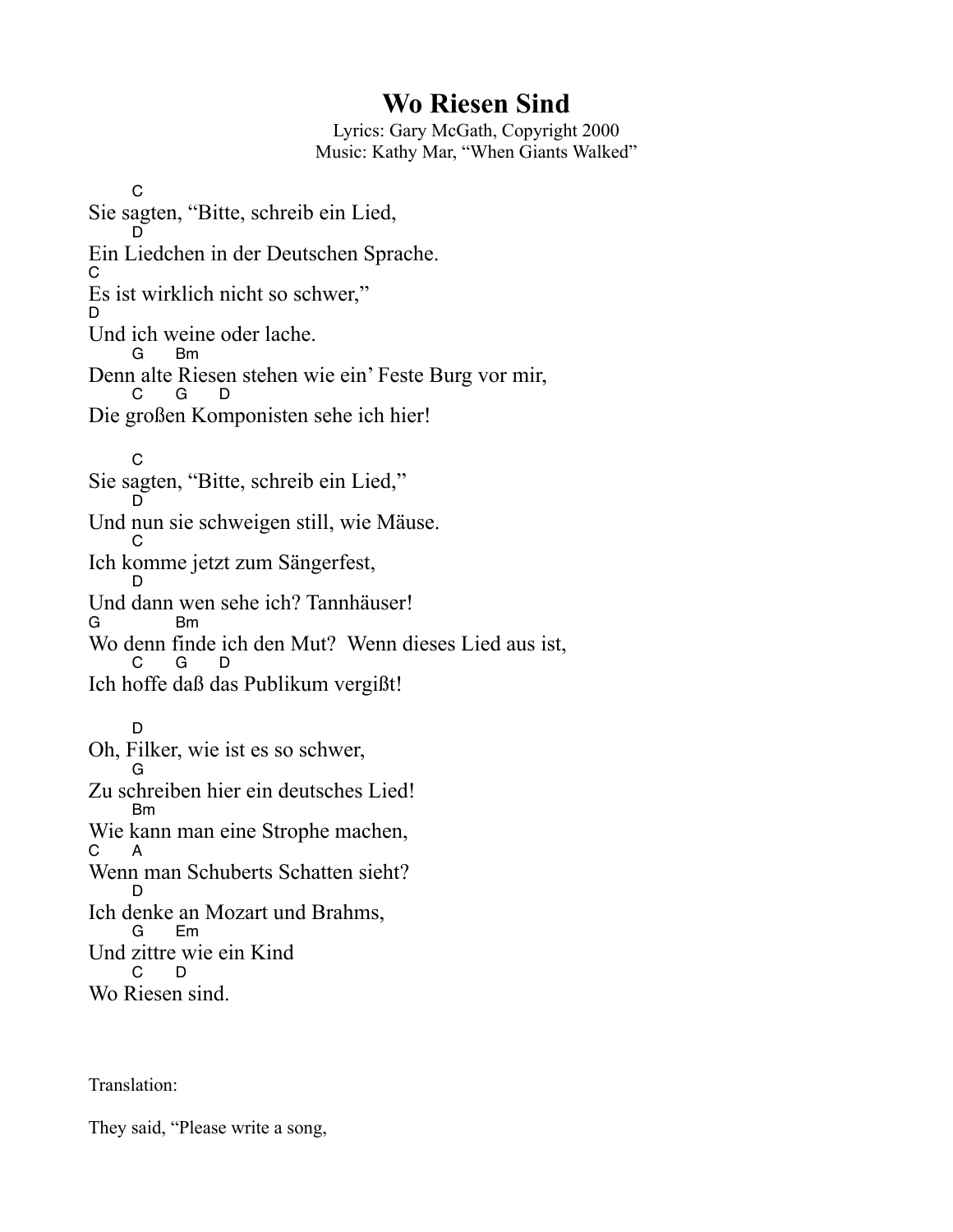# Wo Riesen Sind

Lyrics: Gary McGath, Copyright 2000
Music: Kathy Mar, “When Giants Walked”

```
    C
Sie sagten, “Bitte, schreib ein Lied,
    D
Ein Liedchen in der Deutschen Sprache.
C
Es ist wirklich nicht so schwer,”
D
Und ich weine oder lache.
    G    Bm
Denn alte Riesen stehen wie ein’ Feste Burg vor mir,
    C    G    D
Die großen Komponisten sehe ich hier!

    C
Sie sagten, “Bitte, schreib ein Lied,”
    D
Und nun sie schweigen still, wie Mäuse.
    C
Ich komme jetzt zum Sängerfest,
    D
Und dann wen sehe ich? Tannhäuser!
G           Bm
Wo denn finde ich den Mut?  Wenn dieses Lied aus ist,
    C    G    D
Ich hoffe daß das Publikum vergißt!

    D
Oh, Filker, wie ist es so schwer,
    G
Zu schreiben hier ein deutsches Lied!
    Bm
Wie kann man eine Strophe machen,
C   A
Wenn man Schuberts Schatten sieht?
    D
Ich denke an Mozart und Brahms,
    G    Em
Und zittre wie ein Kind
    C    D
Wo Riesen sind.
```

Translation:

They said, “Please write a song,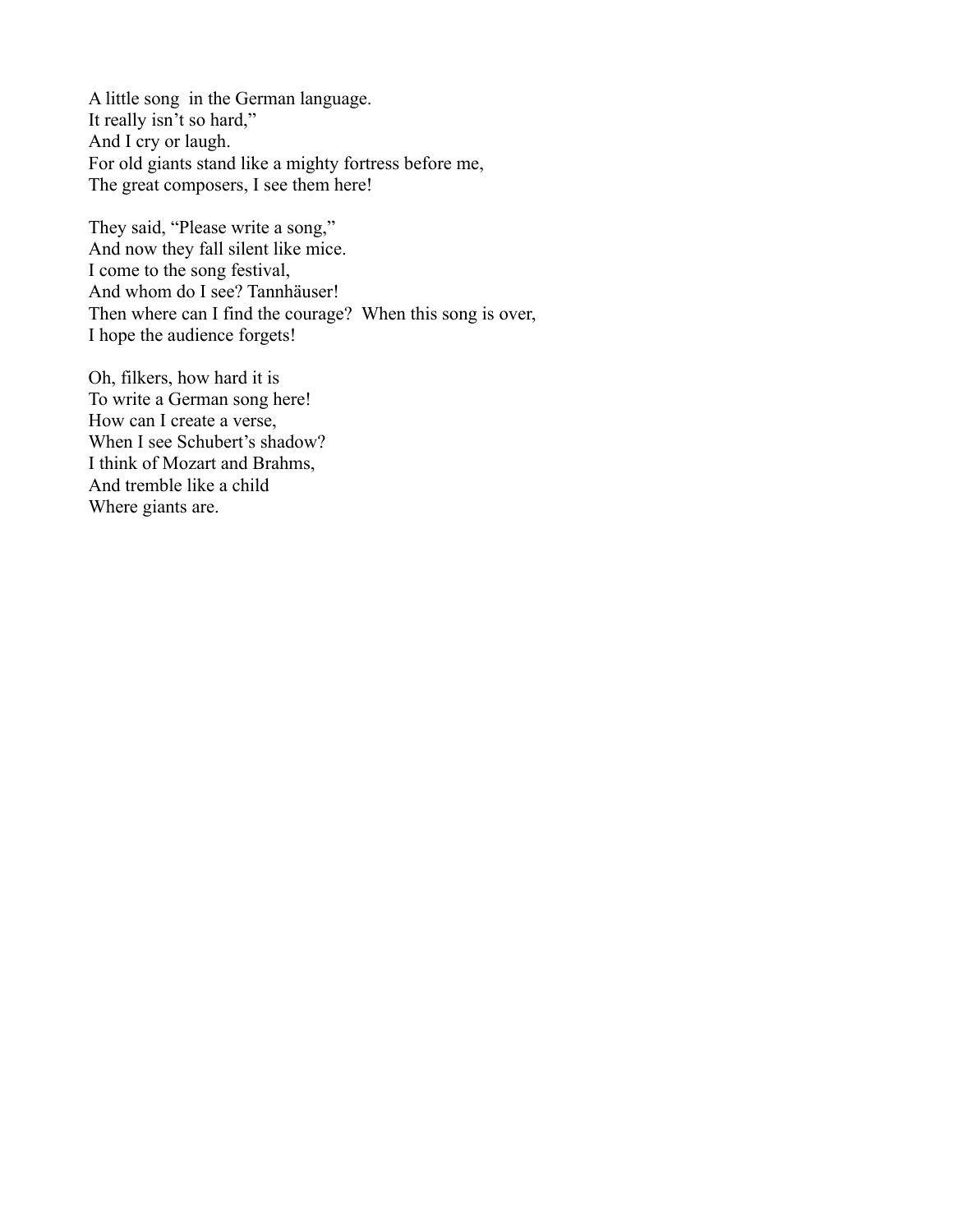A little song  in the German language.
It really isn't so hard,"
And I cry or laugh.
For old giants stand like a mighty fortress before me,
The great composers, I see them here!

They said, "Please write a song,"
And now they fall silent like mice.
I come to the song festival,
And whom do I see? Tannhäuser!
Then where can I find the courage?  When this song is over,
I hope the audience forgets!

Oh, filkers, how hard it is
To write a German song here!
How can I create a verse,
When I see Schubert's shadow?
I think of Mozart and Brahms,
And tremble like a child
Where giants are.